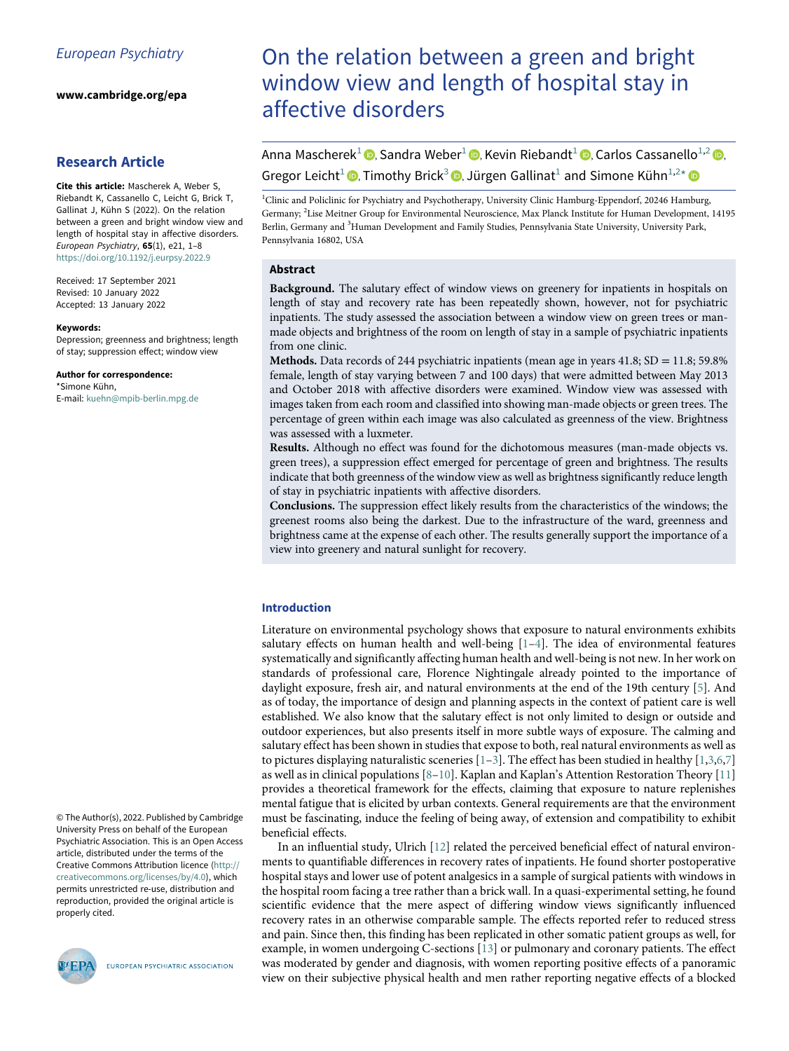European Psychiatry

www.cambridge.org/epa

## Research Article

**Cite this article:** Mascherek A, Weber S, Riebandt K, Cassanello C, Leicht G, Brick T, Gallinat J, Kühn S (2022). On the relation between a green and bright window view and length of hospital stay in affective disorders. *European Psychiatry*, **65**(1), e21, 1–8
https://doi.org/10.1192/j.eurpsy.2022.9

Received: 17 September 2021
Revised: 10 January 2022
Accepted: 13 January 2022

**Keywords:**
Depression; greenness and brightness; length of stay; suppression effect; window view

**Author for correspondence:**
*Simone Kühn,
E-mail: kuehn@mpib-berlin.mpg.de

© The Author(s), 2022. Published by Cambridge University Press on behalf of the European Psychiatric Association. This is an Open Access article, distributed under the terms of the Creative Commons Attribution licence (http://creativecommons.org/licenses/by/4.0), which permits unrestricted re-use, distribution and reproduction, provided the original article is properly cited.

# On the relation between a green and bright window view and length of hospital stay in affective disorders

Anna Mascherek[1], Sandra Weber[1], Kevin Riebandt[1], Carlos Cassanello[1,2], Gregor Leicht[1], Timothy Brick[3], Jürgen Gallinat[1] and Simone Kühn[1,2*]

[1]Clinic and Policlinic for Psychiatry and Psychotherapy, University Clinic Hamburg-Eppendorf, 20246 Hamburg, Germany; [2]Lise Meitner Group for Environmental Neuroscience, Max Planck Institute for Human Development, 14195 Berlin, Germany and [3]Human Development and Family Studies, Pennsylvania State University, University Park, Pennsylvania 16802, USA

## Abstract

**Background.** The salutary effect of window views on greenery for inpatients in hospitals on length of stay and recovery rate has been repeatedly shown, however, not for psychiatric inpatients. The study assessed the association between a window view on green trees or man-made objects and brightness of the room on length of stay in a sample of psychiatric inpatients from one clinic.

**Methods.** Data records of 244 psychiatric inpatients (mean age in years 41.8; SD = 11.8; 59.8% female, length of stay varying between 7 and 100 days) that were admitted between May 2013 and October 2018 with affective disorders were examined. Window view was assessed with images taken from each room and classified into showing man-made objects or green trees. The percentage of green within each image was also calculated as greenness of the view. Brightness was assessed with a luxmeter.

**Results.** Although no effect was found for the dichotomous measures (man-made objects vs. green trees), a suppression effect emerged for percentage of green and brightness. The results indicate that both greenness of the window view as well as brightness significantly reduce length of stay in psychiatric inpatients with affective disorders.

**Conclusions.** The suppression effect likely results from the characteristics of the windows; the greenest rooms also being the darkest. Due to the infrastructure of the ward, greenness and brightness came at the expense of each other. The results generally support the importance of a view into greenery and natural sunlight for recovery.

## Introduction

Literature on environmental psychology shows that exposure to natural environments exhibits salutary effects on human health and well-being [1–4]. The idea of environmental features systematically and significantly affecting human health and well-being is not new. In her work on standards of professional care, Florence Nightingale already pointed to the importance of daylight exposure, fresh air, and natural environments at the end of the 19th century [5]. And as of today, the importance of design and planning aspects in the context of patient care is well established. We also know that the salutary effect is not only limited to design or outside and outdoor experiences, but also presents itself in more subtle ways of exposure. The calming and salutary effect has been shown in studies that expose to both, real natural environments as well as to pictures displaying naturalistic sceneries [1–3]. The effect has been studied in healthy [1,3,6,7] as well as in clinical populations [8–10]. Kaplan and Kaplan's Attention Restoration Theory [11] provides a theoretical framework for the effects, claiming that exposure to nature replenishes mental fatigue that is elicited by urban contexts. General requirements are that the environment must be fascinating, induce the feeling of being away, of extension and compatibility to exhibit beneficial effects.

In an influential study, Ulrich [12] related the perceived beneficial effect of natural environments to quantifiable differences in recovery rates of inpatients. He found shorter postoperative hospital stays and lower use of potent analgesics in a sample of surgical patients with windows in the hospital room facing a tree rather than a brick wall. In a quasi-experimental setting, he found scientific evidence that the mere aspect of differing window views significantly influenced recovery rates in an otherwise comparable sample. The effects reported refer to reduced stress and pain. Since then, this finding has been replicated in other somatic patient groups as well, for example, in women undergoing C-sections [13] or pulmonary and coronary patients. The effect was moderated by gender and diagnosis, with women reporting positive effects of a panoramic view on their subjective physical health and men rather reporting negative effects of a blocked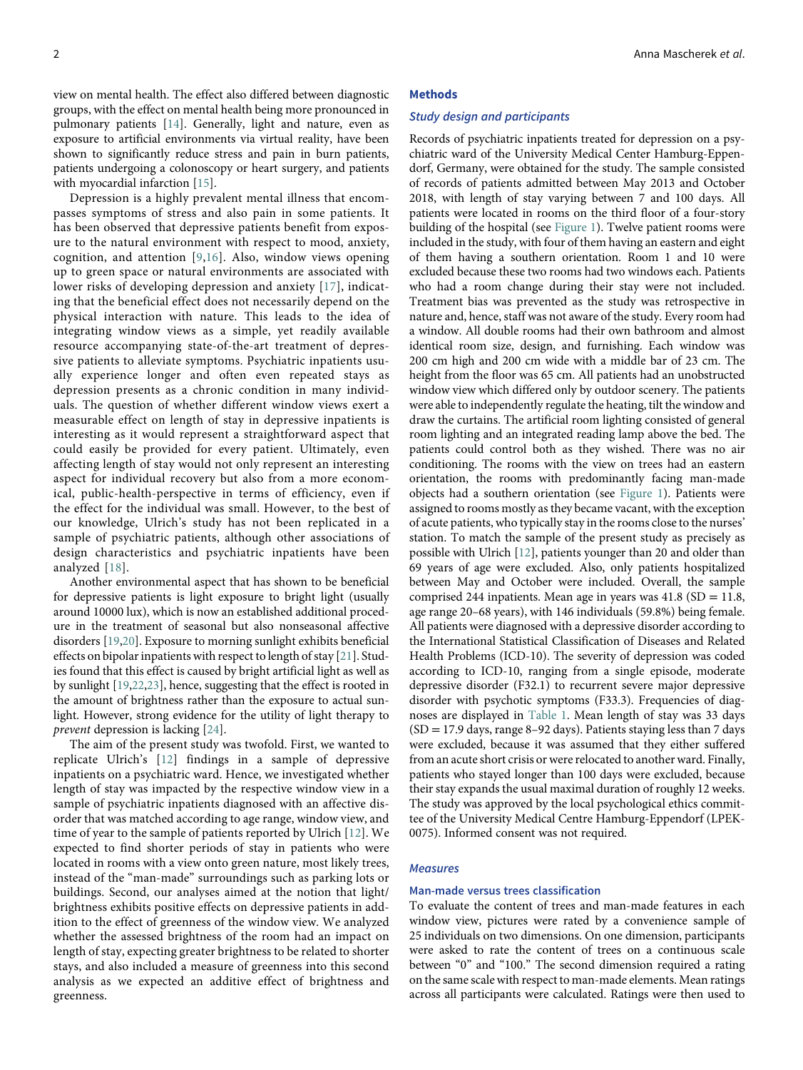view on mental health. The effect also differed between diagnostic groups, with the effect on mental health being more pronounced in pulmonary patients [14]. Generally, light and nature, even as exposure to artificial environments via virtual reality, have been shown to significantly reduce stress and pain in burn patients, patients undergoing a colonoscopy or heart surgery, and patients with myocardial infarction [15].

Depression is a highly prevalent mental illness that encompasses symptoms of stress and also pain in some patients. It has been observed that depressive patients benefit from exposure to the natural environment with respect to mood, anxiety, cognition, and attention [9,16]. Also, window views opening up to green space or natural environments are associated with lower risks of developing depression and anxiety [17], indicating that the beneficial effect does not necessarily depend on the physical interaction with nature. This leads to the idea of integrating window views as a simple, yet readily available resource accompanying state-of-the-art treatment of depressive patients to alleviate symptoms. Psychiatric inpatients usually experience longer and often even repeated stays as depression presents as a chronic condition in many individuals. The question of whether different window views exert a measurable effect on length of stay in depressive inpatients is interesting as it would represent a straightforward aspect that could easily be provided for every patient. Ultimately, even affecting length of stay would not only represent an interesting aspect for individual recovery but also from a more economical, public-health-perspective in terms of efficiency, even if the effect for the individual was small. However, to the best of our knowledge, Ulrich's study has not been replicated in a sample of psychiatric patients, although other associations of design characteristics and psychiatric inpatients have been analyzed [18].

Another environmental aspect that has shown to be beneficial for depressive patients is light exposure to bright light (usually around 10000 lux), which is now an established additional procedure in the treatment of seasonal but also nonseasonal affective disorders [19,20]. Exposure to morning sunlight exhibits beneficial effects on bipolar inpatients with respect to length of stay [21]. Studies found that this effect is caused by bright artificial light as well as by sunlight [19,22,23], hence, suggesting that the effect is rooted in the amount of brightness rather than the exposure to actual sunlight. However, strong evidence for the utility of light therapy to *prevent* depression is lacking [24].

The aim of the present study was twofold. First, we wanted to replicate Ulrich's [12] findings in a sample of depressive inpatients on a psychiatric ward. Hence, we investigated whether length of stay was impacted by the respective window view in a sample of psychiatric inpatients diagnosed with an affective disorder that was matched according to age range, window view, and time of year to the sample of patients reported by Ulrich [12]. We expected to find shorter periods of stay in patients who were located in rooms with a view onto green nature, most likely trees, instead of the "man-made" surroundings such as parking lots or buildings. Second, our analyses aimed at the notion that light/brightness exhibits positive effects on depressive patients in addition to the effect of greenness of the window view. We analyzed whether the assessed brightness of the room had an impact on length of stay, expecting greater brightness to be related to shorter stays, and also included a measure of greenness into this second analysis as we expected an additive effect of brightness and greenness.

## Methods

### Study design and participants

Records of psychiatric inpatients treated for depression on a psychiatric ward of the University Medical Center Hamburg-Eppendorf, Germany, were obtained for the study. The sample consisted of records of patients admitted between May 2013 and October 2018, with length of stay varying between 7 and 100 days. All patients were located in rooms on the third floor of a four-story building of the hospital (see Figure 1). Twelve patient rooms were included in the study, with four of them having an eastern and eight of them having a southern orientation. Room 1 and 10 were excluded because these two rooms had two windows each. Patients who had a room change during their stay were not included. Treatment bias was prevented as the study was retrospective in nature and, hence, staff was not aware of the study. Every room had a window. All double rooms had their own bathroom and almost identical room size, design, and furnishing. Each window was 200 cm high and 200 cm wide with a middle bar of 23 cm. The height from the floor was 65 cm. All patients had an unobstructed window view which differed only by outdoor scenery. The patients were able to independently regulate the heating, tilt the window and draw the curtains. The artificial room lighting consisted of general room lighting and an integrated reading lamp above the bed. The patients could control both as they wished. There was no air conditioning. The rooms with the view on trees had an eastern orientation, the rooms with predominantly facing man-made objects had a southern orientation (see Figure 1). Patients were assigned to rooms mostly as they became vacant, with the exception of acute patients, who typically stay in the rooms close to the nurses' station. To match the sample of the present study as precisely as possible with Ulrich [12], patients younger than 20 and older than 69 years of age were excluded. Also, only patients hospitalized between May and October were included. Overall, the sample comprised 244 inpatients. Mean age in years was 41.8 (SD = 11.8, age range 20–68 years), with 146 individuals (59.8%) being female. All patients were diagnosed with a depressive disorder according to the International Statistical Classification of Diseases and Related Health Problems (ICD-10). The severity of depression was coded according to ICD-10, ranging from a single episode, moderate depressive disorder (F32.1) to recurrent severe major depressive disorder with psychotic symptoms (F33.3). Frequencies of diagnoses are displayed in Table 1. Mean length of stay was 33 days (SD = 17.9 days, range 8–92 days). Patients staying less than 7 days were excluded, because it was assumed that they either suffered from an acute short crisis or were relocated to another ward. Finally, patients who stayed longer than 100 days were excluded, because their stay expands the usual maximal duration of roughly 12 weeks. The study was approved by the local psychological ethics committee of the University Medical Centre Hamburg-Eppendorf (LPEK-0075). Informed consent was not required.

### Measures

#### Man-made versus trees classification

To evaluate the content of trees and man-made features in each window view, pictures were rated by a convenience sample of 25 individuals on two dimensions. On one dimension, participants were asked to rate the content of trees on a continuous scale between "0" and "100." The second dimension required a rating on the same scale with respect to man-made elements. Mean ratings across all participants were calculated. Ratings were then used to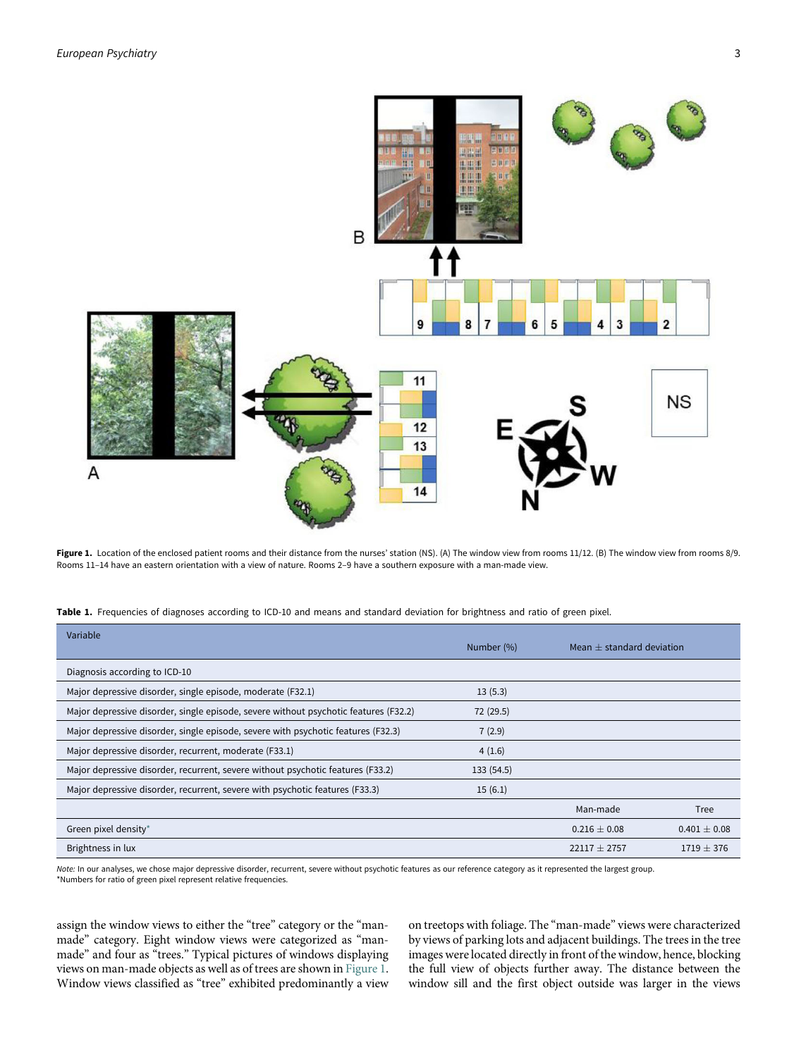**Figure 1.** Location of the enclosed patient rooms and their distance from the nurses' station (NS). (A) The window view from rooms 11/12. (B) The window view from rooms 8/9. Rooms 11–14 have an eastern orientation with a view of nature. Rooms 2–9 have a southern exposure with a man-made view.

**Table 1.** Frequencies of diagnoses according to ICD-10 and means and standard deviation for brightness and ratio of green pixel.

| Variable | Number (%) | Mean ± standard deviation | |
|---|---|---|---|
| Diagnosis according to ICD-10 | | | |
| Major depressive disorder, single episode, moderate (F32.1) | 13 (5.3) | | |
| Major depressive disorder, single episode, severe without psychotic features (F32.2) | 72 (29.5) | | |
| Major depressive disorder, single episode, severe with psychotic features (F32.3) | 7 (2.9) | | |
| Major depressive disorder, recurrent, moderate (F33.1) | 4 (1.6) | | |
| Major depressive disorder, recurrent, severe without psychotic features (F33.2) | 133 (54.5) | | |
| Major depressive disorder, recurrent, severe with psychotic features (F33.3) | 15 (6.1) | | |
| | | Man-made | Tree |
| Green pixel density* | | 0.216 ± 0.08 | 0.401 ± 0.08 |
| Brightness in lux | | 22117 ± 2757 | 1719 ± 376 |

*Note:* In our analyses, we chose major depressive disorder, recurrent, severe without psychotic features as our reference category as it represented the largest group.
*Numbers for ratio of green pixel represent relative frequencies.

assign the window views to either the "tree" category or the "man-made" category. Eight window views were categorized as "man-made" and four as "trees." Typical pictures of windows displaying views on man-made objects as well as of trees are shown in Figure 1. Window views classified as "tree" exhibited predominantly a view on treetops with foliage. The "man-made" views were characterized by views of parking lots and adjacent buildings. The trees in the tree images were located directly in front of the window, hence, blocking the full view of objects further away. The distance between the window sill and the first object outside was larger in the views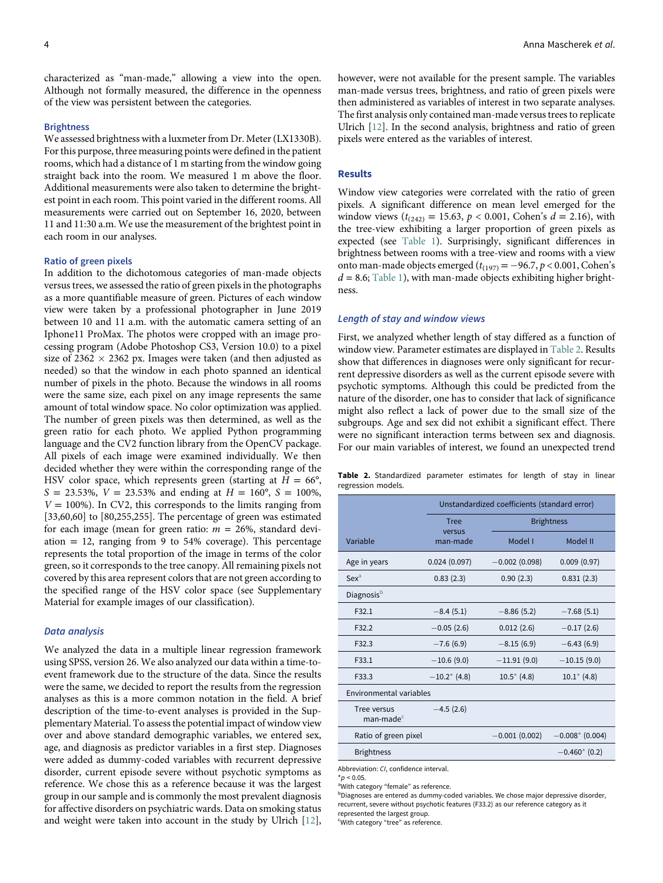characterized as "man-made," allowing a view into the open. Although not formally measured, the difference in the openness of the view was persistent between the categories.

### Brightness

We assessed brightness with a luxmeter from Dr. Meter (LX1330B). For this purpose, three measuring points were defined in the patient rooms, which had a distance of 1 m starting from the window going straight back into the room. We measured 1 m above the floor. Additional measurements were also taken to determine the brightest point in each room. This point varied in the different rooms. All measurements were carried out on September 16, 2020, between 11 and 11:30 a.m. We use the measurement of the brightest point in each room in our analyses.

### Ratio of green pixels

In addition to the dichotomous categories of man-made objects versus trees, we assessed the ratio of green pixels in the photographs as a more quantifiable measure of green. Pictures of each window view were taken by a professional photographer in June 2019 between 10 and 11 a.m. with the automatic camera setting of an Iphone11 ProMax. The photos were cropped with an image processing program (Adobe Photoshop CS3, Version 10.0) to a pixel size of 2362 × 2362 px. Images were taken (and then adjusted as needed) so that the window in each photo spanned an identical number of pixels in the photo. Because the windows in all rooms were the same size, each pixel on any image represents the same amount of total window space. No color optimization was applied. The number of green pixels was then determined, as well as the green ratio for each photo. We applied Python programming language and the CV2 function library from the OpenCV package. All pixels of each image were examined individually. We then decided whether they were within the corresponding range of the HSV color space, which represents green (starting at $H$ = 66°, $S$ = 23.53%, $V$ = 23.53% and ending at $H$ = 160°, $S$ = 100%, $V$ = 100%). In CV2, this corresponds to the limits ranging from [33,60,60] to [80,255,255]. The percentage of green was estimated for each image (mean for green ratio: $m$ = 26%, standard deviation = 12, ranging from 9 to 54% coverage). This percentage represents the total proportion of the image in terms of the color green, so it corresponds to the tree canopy. All remaining pixels not covered by this area represent colors that are not green according to the specified range of the HSV color space (see Supplementary Material for example images of our classification).

### *Data analysis*

We analyzed the data in a multiple linear regression framework using SPSS, version 26. We also analyzed our data within a time-to-event framework due to the structure of the data. Since the results were the same, we decided to report the results from the regression analyses as this is a more common notation in the field. A brief description of the time-to-event analyses is provided in the Supplementary Material. To assess the potential impact of window view over and above standard demographic variables, we entered sex, age, and diagnosis as predictor variables in a first step. Diagnoses were added as dummy-coded variables with recurrent depressive disorder, current episode severe without psychotic symptoms as reference. We chose this as a reference because it was the largest group in our sample and is commonly the most prevalent diagnosis for affective disorders on psychiatric wards. Data on smoking status and weight were taken into account in the study by Ulrich [12], however, were not available for the present sample. The variables man-made versus trees, brightness, and ratio of green pixels were then administered as variables of interest in two separate analyses. The first analysis only contained man-made versus trees to replicate Ulrich [12]. In the second analysis, brightness and ratio of green pixels were entered as the variables of interest.

## Results

Window view categories were correlated with the ratio of green pixels. A significant difference on mean level emerged for the window views ($t_{(242)}$ = 15.63, $p$ < 0.001, Cohen's $d$ = 2.16), with the tree-view exhibiting a larger proportion of green pixels as expected (see Table 1). Surprisingly, significant differences in brightness between rooms with a tree-view and rooms with a view onto man-made objects emerged ($t_{(197)}$ = −96.7, $p$ < 0.001, Cohen's $d$ = 8.6; Table 1), with man-made objects exhibiting higher brightness.

### *Length of stay and window views*

First, we analyzed whether length of stay differed as a function of window view. Parameter estimates are displayed in Table 2. Results show that differences in diagnoses were only significant for recurrent depressive disorders as well as the current episode severe with psychotic symptoms. Although this could be predicted from the nature of the disorder, one has to consider that lack of significance might also reflect a lack of power due to the small size of the subgroups. Age and sex did not exhibit a significant effect. There were no significant interaction terms between sex and diagnosis. For our main variables of interest, we found an unexpected trend

**Table 2.** Standardized parameter estimates for length of stay in linear regression models.

| | Unstandardized coefficients (standard error) | | |
|---|---|---|---|
| | Tree versus man-made | Brightness | |
| Variable | | Model I | Model II |
| Age in years | 0.024 (0.097) | −0.002 (0.098) | 0.009 (0.97) |
| Sex[a] | 0.83 (2.3) | 0.90 (2.3) | 0.831 (2.3) |
| Diagnosis[b] | | | |
| F32.1 | −8.4 (5.1) | −8.86 (5.2) | −7.68 (5.1) |
| F32.2 | −0.05 (2.6) | 0.012 (2.6) | −0.17 (2.6) |
| F32.3 | −7.6 (6.9) | −8.15 (6.9) | −6.43 (6.9) |
| F33.1 | −10.6 (9.0) | −11.91 (9.0) | −10.15 (9.0) |
| F33.3 | −10.2* (4.8) | 10.5* (4.8) | 10.1* (4.8) |
| Environmental variables | | | |
| Tree versus man-made[c] | −4.5 (2.6) | | |
| Ratio of green pixel | | −0.001 (0.002) | −0.008* (0.004) |
| Brightness | | | −0.460* (0.2) |

Abbreviation: *CI*, confidence interval.
*$p$ < 0.05.
[a]With category "female" as reference.
[b]Diagnoses are entered as dummy-coded variables. We chose major depressive disorder, recurrent, severe without psychotic features (F33.2) as our reference category as it represented the largest group.
[c]With category "tree" as reference.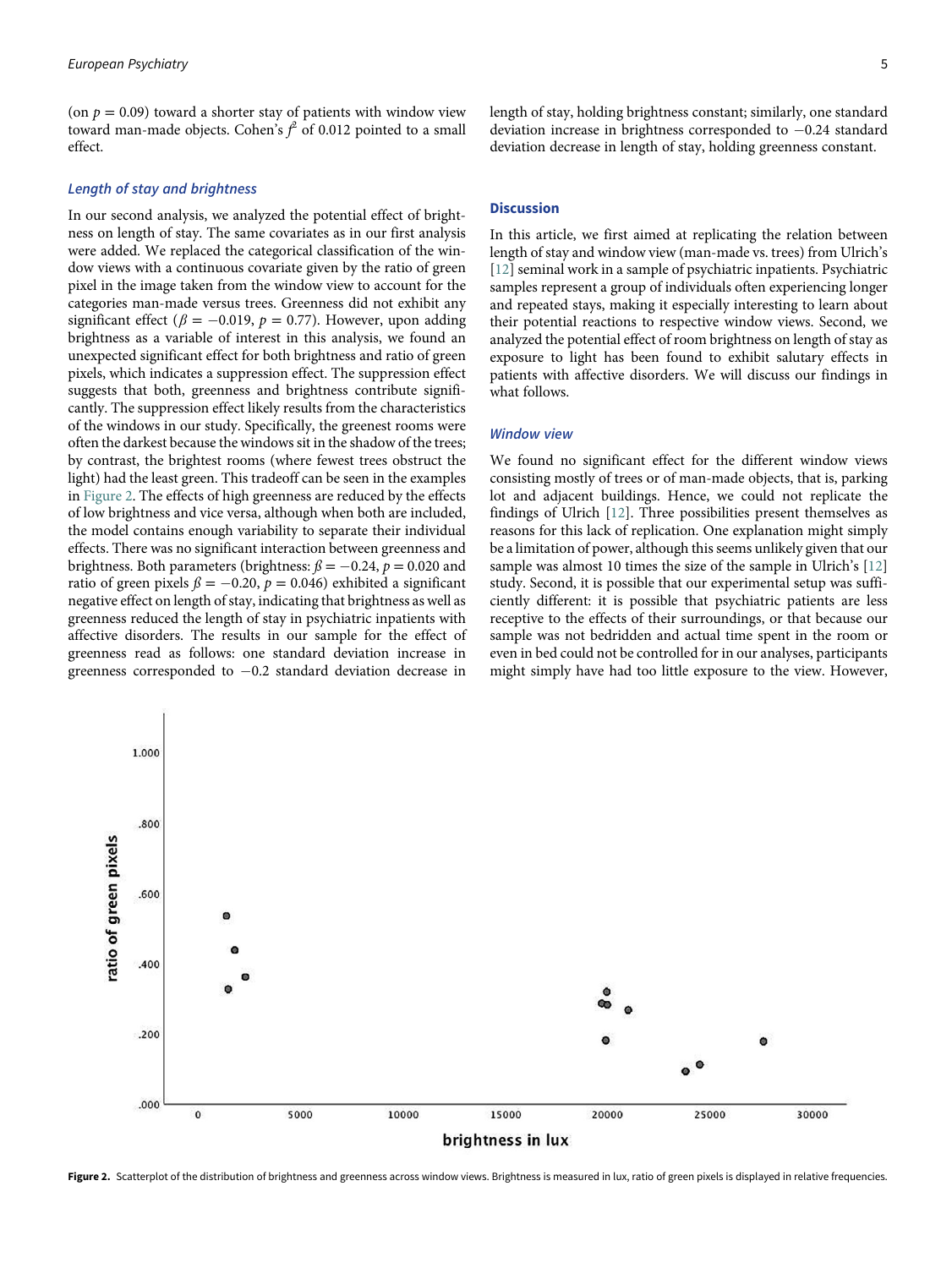(on $p = 0.09$) toward a shorter stay of patients with window view toward man-made objects. Cohen's $f^2$ of 0.012 pointed to a small effect.

### *Length of stay and brightness*

In our second analysis, we analyzed the potential effect of brightness on length of stay. The same covariates as in our first analysis were added. We replaced the categorical classification of the window views with a continuous covariate given by the ratio of green pixel in the image taken from the window view to account for the categories man-made versus trees. Greenness did not exhibit any significant effect ($\beta = -0.019$, $p = 0.77$). However, upon adding brightness as a variable of interest in this analysis, we found an unexpected significant effect for both brightness and ratio of green pixels, which indicates a suppression effect. The suppression effect suggests that both, greenness and brightness contribute significantly. The suppression effect likely results from the characteristics of the windows in our study. Specifically, the greenest rooms were often the darkest because the windows sit in the shadow of the trees; by contrast, the brightest rooms (where fewest trees obstruct the light) had the least green. This tradeoff can be seen in the examples in Figure 2. The effects of high greenness are reduced by the effects of low brightness and vice versa, although when both are included, the model contains enough variability to separate their individual effects. There was no significant interaction between greenness and brightness. Both parameters (brightness: $\beta = -0.24$, $p = 0.020$ and ratio of green pixels $\beta = -0.20$, $p = 0.046$) exhibited a significant negative effect on length of stay, indicating that brightness as well as greenness reduced the length of stay in psychiatric inpatients with affective disorders. The results in our sample for the effect of greenness read as follows: one standard deviation increase in greenness corresponded to $-0.2$ standard deviation decrease in length of stay, holding brightness constant; similarly, one standard deviation increase in brightness corresponded to $-0.24$ standard deviation decrease in length of stay, holding greenness constant.

## Discussion

In this article, we first aimed at replicating the relation between length of stay and window view (man-made vs. trees) from Ulrich's [12] seminal work in a sample of psychiatric inpatients. Psychiatric samples represent a group of individuals often experiencing longer and repeated stays, making it especially interesting to learn about their potential reactions to respective window views. Second, we analyzed the potential effect of room brightness on length of stay as exposure to light has been found to exhibit salutary effects in patients with affective disorders. We will discuss our findings in what follows.

### *Window view*

We found no significant effect for the different window views consisting mostly of trees or of man-made objects, that is, parking lot and adjacent buildings. Hence, we could not replicate the findings of Ulrich [12]. Three possibilities present themselves as reasons for this lack of replication. One explanation might simply be a limitation of power, although this seems unlikely given that our sample was almost 10 times the size of the sample in Ulrich's [12] study. Second, it is possible that our experimental setup was sufficiently different: it is possible that psychiatric patients are less receptive to the effects of their surroundings, or that because our sample was not bedridden and actual time spent in the room or even in bed could not be controlled for in our analyses, participants might simply have had too little exposure to the view. However,

**Figure 2.** Scatterplot of the distribution of brightness and greenness across window views. Brightness is measured in lux, ratio of green pixels is displayed in relative frequencies.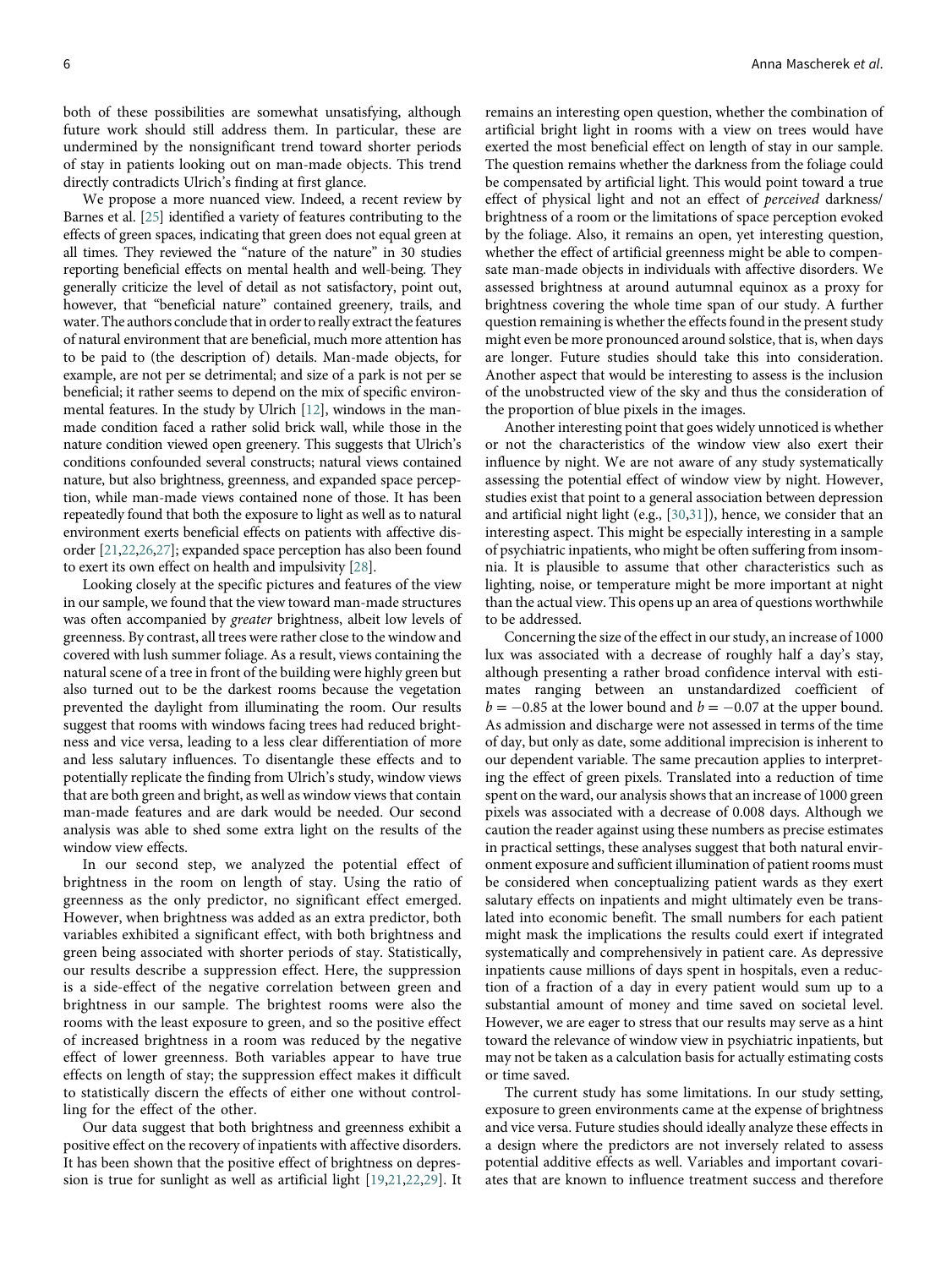both of these possibilities are somewhat unsatisfying, although future work should still address them. In particular, these are undermined by the nonsignificant trend toward shorter periods of stay in patients looking out on man-made objects. This trend directly contradicts Ulrich's finding at first glance.

We propose a more nuanced view. Indeed, a recent review by Barnes et al. [25] identified a variety of features contributing to the effects of green spaces, indicating that green does not equal green at all times. They reviewed the "nature of the nature" in 30 studies reporting beneficial effects on mental health and well-being. They generally criticize the level of detail as not satisfactory, point out, however, that "beneficial nature" contained greenery, trails, and water. The authors conclude that in order to really extract the features of natural environment that are beneficial, much more attention has to be paid to (the description of) details. Man-made objects, for example, are not per se detrimental; and size of a park is not per se beneficial; it rather seems to depend on the mix of specific environmental features. In the study by Ulrich [12], windows in the man-made condition faced a rather solid brick wall, while those in the nature condition viewed open greenery. This suggests that Ulrich's conditions confounded several constructs; natural views contained nature, but also brightness, greenness, and expanded space perception, while man-made views contained none of those. It has been repeatedly found that both the exposure to light as well as to natural environment exerts beneficial effects on patients with affective disorder [21,22,26,27]; expanded space perception has also been found to exert its own effect on health and impulsivity [28].

Looking closely at the specific pictures and features of the view in our sample, we found that the view toward man-made structures was often accompanied by *greater* brightness, albeit low levels of greenness. By contrast, all trees were rather close to the window and covered with lush summer foliage. As a result, views containing the natural scene of a tree in front of the building were highly green but also turned out to be the darkest rooms because the vegetation prevented the daylight from illuminating the room. Our results suggest that rooms with windows facing trees had reduced brightness and vice versa, leading to a less clear differentiation of more and less salutary influences. To disentangle these effects and to potentially replicate the finding from Ulrich's study, window views that are both green and bright, as well as window views that contain man-made features and are dark would be needed. Our second analysis was able to shed some extra light on the results of the window view effects.

In our second step, we analyzed the potential effect of brightness in the room on length of stay. Using the ratio of greenness as the only predictor, no significant effect emerged. However, when brightness was added as an extra predictor, both variables exhibited a significant effect, with both brightness and green being associated with shorter periods of stay. Statistically, our results describe a suppression effect. Here, the suppression is a side-effect of the negative correlation between green and brightness in our sample. The brightest rooms were also the rooms with the least exposure to green, and so the positive effect of increased brightness in a room was reduced by the negative effect of lower greenness. Both variables appear to have true effects on length of stay; the suppression effect makes it difficult to statistically discern the effects of either one without controlling for the effect of the other.

Our data suggest that both brightness and greenness exhibit a positive effect on the recovery of inpatients with affective disorders. It has been shown that the positive effect of brightness on depression is true for sunlight as well as artificial light [19,21,22,29]. It remains an interesting open question, whether the combination of artificial bright light in rooms with a view on trees would have exerted the most beneficial effect on length of stay in our sample. The question remains whether the darkness from the foliage could be compensated by artificial light. This would point toward a true effect of physical light and not an effect of *perceived* darkness/brightness of a room or the limitations of space perception evoked by the foliage. Also, it remains an open, yet interesting question, whether the effect of artificial greenness might be able to compensate man-made objects in individuals with affective disorders. We assessed brightness at around autumnal equinox as a proxy for brightness covering the whole time span of our study. A further question remaining is whether the effects found in the present study might even be more pronounced around solstice, that is, when days are longer. Future studies should take this into consideration. Another aspect that would be interesting to assess is the inclusion of the unobstructed view of the sky and thus the consideration of the proportion of blue pixels in the images.

Another interesting point that goes widely unnoticed is whether or not the characteristics of the window view also exert their influence by night. We are not aware of any study systematically assessing the potential effect of window view by night. However, studies exist that point to a general association between depression and artificial night light (e.g., [30,31]), hence, we consider that an interesting aspect. This might be especially interesting in a sample of psychiatric inpatients, who might be often suffering from insomnia. It is plausible to assume that other characteristics such as lighting, noise, or temperature might be more important at night than the actual view. This opens up an area of questions worthwhile to be addressed.

Concerning the size of the effect in our study, an increase of 1000 lux was associated with a decrease of roughly half a day's stay, although presenting a rather broad confidence interval with estimates ranging between an unstandardized coefficient of $b = -0.85$ at the lower bound and $b = -0.07$ at the upper bound. As admission and discharge were not assessed in terms of the time of day, but only as date, some additional imprecision is inherent to our dependent variable. The same precaution applies to interpreting the effect of green pixels. Translated into a reduction of time spent on the ward, our analysis shows that an increase of 1000 green pixels was associated with a decrease of 0.008 days. Although we caution the reader against using these numbers as precise estimates in practical settings, these analyses suggest that both natural environment exposure and sufficient illumination of patient rooms must be considered when conceptualizing patient wards as they exert salutary effects on inpatients and might ultimately even be translated into economic benefit. The small numbers for each patient might mask the implications the results could exert if integrated systematically and comprehensively in patient care. As depressive inpatients cause millions of days spent in hospitals, even a reduction of a fraction of a day in every patient would sum up to a substantial amount of money and time saved on societal level. However, we are eager to stress that our results may serve as a hint toward the relevance of window view in psychiatric inpatients, but may not be taken as a calculation basis for actually estimating costs or time saved.

The current study has some limitations. In our study setting, exposure to green environments came at the expense of brightness and vice versa. Future studies should ideally analyze these effects in a design where the predictors are not inversely related to assess potential additive effects as well. Variables and important covariates that are known to influence treatment success and therefore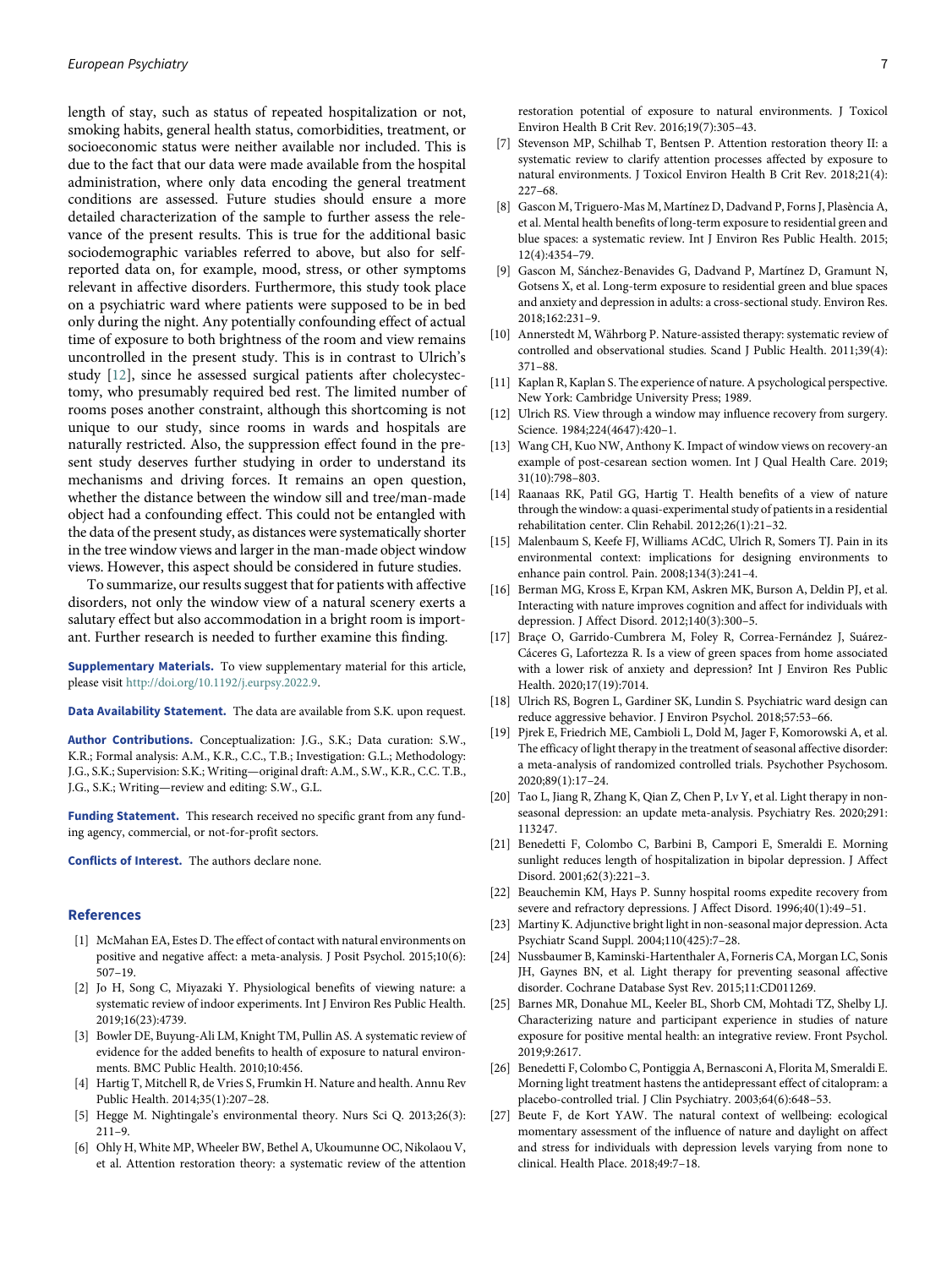length of stay, such as status of repeated hospitalization or not, smoking habits, general health status, comorbidities, treatment, or socioeconomic status were neither available nor included. This is due to the fact that our data were made available from the hospital administration, where only data encoding the general treatment conditions are assessed. Future studies should ensure a more detailed characterization of the sample to further assess the relevance of the present results. This is true for the additional basic sociodemographic variables referred to above, but also for self-reported data on, for example, mood, stress, or other symptoms relevant in affective disorders. Furthermore, this study took place on a psychiatric ward where patients were supposed to be in bed only during the night. Any potentially confounding effect of actual time of exposure to both brightness of the room and view remains uncontrolled in the present study. This is in contrast to Ulrich's study [12], since he assessed surgical patients after cholecystectomy, who presumably required bed rest. The limited number of rooms poses another constraint, although this shortcoming is not unique to our study, since rooms in wards and hospitals are naturally restricted. Also, the suppression effect found in the present study deserves further studying in order to understand its mechanisms and driving forces. It remains an open question, whether the distance between the window sill and tree/man-made object had a confounding effect. This could not be entangled with the data of the present study, as distances were systematically shorter in the tree window views and larger in the man-made object window views. However, this aspect should be considered in future studies.

To summarize, our results suggest that for patients with affective disorders, not only the window view of a natural scenery exerts a salutary effect but also accommodation in a bright room is important. Further research is needed to further examine this finding.

**Supplementary Materials.** To view supplementary material for this article, please visit http://doi.org/10.1192/j.eurpsy.2022.9.

**Data Availability Statement.** The data are available from S.K. upon request.

**Author Contributions.** Conceptualization: J.G., S.K.; Data curation: S.W., K.R.; Formal analysis: A.M., K.R., C.C., T.B.; Investigation: G.L.; Methodology: J.G., S.K.; Supervision: S.K.; Writing—original draft: A.M., S.W., K.R., C.C. T.B., J.G., S.K.; Writing—review and editing: S.W., G.L.

**Funding Statement.** This research received no specific grant from any funding agency, commercial, or not-for-profit sectors.

**Conflicts of Interest.** The authors declare none.

## References

[1] McMahan EA, Estes D. The effect of contact with natural environments on positive and negative affect: a meta-analysis. J Posit Psychol. 2015;10(6):507–19.

[2] Jo H, Song C, Miyazaki Y. Physiological benefits of viewing nature: a systematic review of indoor experiments. Int J Environ Res Public Health. 2019;16(23):4739.

[3] Bowler DE, Buyung-Ali LM, Knight TM, Pullin AS. A systematic review of evidence for the added benefits to health of exposure to natural environments. BMC Public Health. 2010;10:456.

[4] Hartig T, Mitchell R, de Vries S, Frumkin H. Nature and health. Annu Rev Public Health. 2014;35(1):207–28.

[5] Hegge M. Nightingale's environmental theory. Nurs Sci Q. 2013;26(3):211–9.

[6] Ohly H, White MP, Wheeler BW, Bethel A, Ukoumunne OC, Nikolaou V, et al. Attention restoration theory: a systematic review of the attention restoration potential of exposure to natural environments. J Toxicol Environ Health B Crit Rev. 2016;19(7):305–43.

[7] Stevenson MP, Schilhab T, Bentsen P. Attention restoration theory II: a systematic review to clarify attention processes affected by exposure to natural environments. J Toxicol Environ Health B Crit Rev. 2018;21(4):227–68.

[8] Gascon M, Triguero-Mas M, Martínez D, Dadvand P, Forns J, Plasència A, et al. Mental health benefits of long-term exposure to residential green and blue spaces: a systematic review. Int J Environ Res Public Health. 2015;12(4):4354–79.

[9] Gascon M, Sánchez-Benavides G, Dadvand P, Martínez D, Gramunt N, Gotsens X, et al. Long-term exposure to residential green and blue spaces and anxiety and depression in adults: a cross-sectional study. Environ Res. 2018;162:231–9.

[10] Annerstedt M, Währborg P. Nature-assisted therapy: systematic review of controlled and observational studies. Scand J Public Health. 2011;39(4):371–88.

[11] Kaplan R, Kaplan S. The experience of nature. A psychological perspective. New York: Cambridge University Press; 1989.

[12] Ulrich RS. View through a window may influence recovery from surgery. Science. 1984;224(4647):420–1.

[13] Wang CH, Kuo NW, Anthony K. Impact of window views on recovery-an example of post-cesarean section women. Int J Qual Health Care. 2019;31(10):798–803.

[14] Raanaas RK, Patil GG, Hartig T. Health benefits of a view of nature through the window: a quasi-experimental study of patients in a residential rehabilitation center. Clin Rehabil. 2012;26(1):21–32.

[15] Malenbaum S, Keefe FJ, Williams ACdC, Ulrich R, Somers TJ. Pain in its environmental context: implications for designing environments to enhance pain control. Pain. 2008;134(3):241–4.

[16] Berman MG, Kross E, Krpan KM, Askren MK, Burson A, Deldin PJ, et al. Interacting with nature improves cognition and affect for individuals with depression. J Affect Disord. 2012;140(3):300–5.

[17] Braçe O, Garrido-Cumbrera M, Foley R, Correa-Fernández J, Suárez-Cáceres G, Lafortezza R. Is a view of green spaces from home associated with a lower risk of anxiety and depression? Int J Environ Res Public Health. 2020;17(19):7014.

[18] Ulrich RS, Bogren L, Gardiner SK, Lundin S. Psychiatric ward design can reduce aggressive behavior. J Environ Psychol. 2018;57:53–66.

[19] Pjrek E, Friedrich ME, Cambioli L, Dold M, Jager F, Komorowski A, et al. The efficacy of light therapy in the treatment of seasonal affective disorder: a meta-analysis of randomized controlled trials. Psychother Psychosom. 2020;89(1):17–24.

[20] Tao L, Jiang R, Zhang K, Qian Z, Chen P, Lv Y, et al. Light therapy in non-seasonal depression: an update meta-analysis. Psychiatry Res. 2020;291:113247.

[21] Benedetti F, Colombo C, Barbini B, Campori E, Smeraldi E. Morning sunlight reduces length of hospitalization in bipolar depression. J Affect Disord. 2001;62(3):221–3.

[22] Beauchemin KM, Hays P. Sunny hospital rooms expedite recovery from severe and refractory depressions. J Affect Disord. 1996;40(1):49–51.

[23] Martiny K. Adjunctive bright light in non-seasonal major depression. Acta Psychiatr Scand Suppl. 2004;110(425):7–28.

[24] Nussbaumer B, Kaminski-Hartenthaler A, Forneris CA, Morgan LC, Sonis JH, Gaynes BN, et al. Light therapy for preventing seasonal affective disorder. Cochrane Database Syst Rev. 2015;11:CD011269.

[25] Barnes MR, Donahue ML, Keeler BL, Shorb CM, Mohtadi TZ, Shelby LJ. Characterizing nature and participant experience in studies of nature exposure for positive mental health: an integrative review. Front Psychol. 2019;9:2617.

[26] Benedetti F, Colombo C, Pontiggia A, Bernasconi A, Florita M, Smeraldi E. Morning light treatment hastens the antidepressant effect of citalopram: a placebo-controlled trial. J Clin Psychiatry. 2003;64(6):648–53.

[27] Beute F, de Kort YAW. The natural context of wellbeing: ecological momentary assessment of the influence of nature and daylight on affect and stress for individuals with depression levels varying from none to clinical. Health Place. 2018;49:7–18.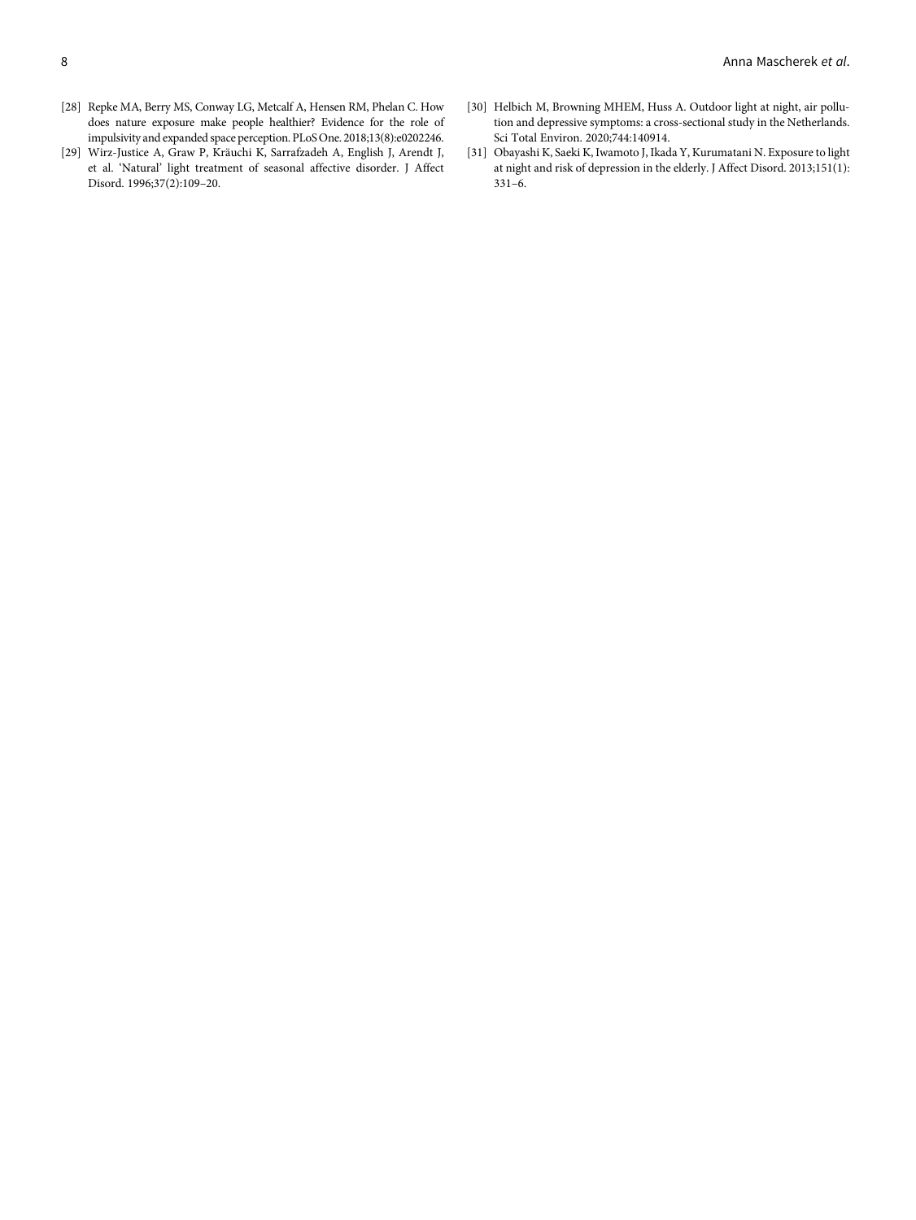[28] Repke MA, Berry MS, Conway LG, Metcalf A, Hensen RM, Phelan C. How does nature exposure make people healthier? Evidence for the role of impulsivity and expanded space perception. PLoS One. 2018;13(8):e0202246.

[29] Wirz-Justice A, Graw P, Kräuchi K, Sarrafzadeh A, English J, Arendt J, et al. 'Natural' light treatment of seasonal affective disorder. J Affect Disord. 1996;37(2):109–20.

[30] Helbich M, Browning MHEM, Huss A. Outdoor light at night, air pollution and depressive symptoms: a cross-sectional study in the Netherlands. Sci Total Environ. 2020;744:140914.

[31] Obayashi K, Saeki K, Iwamoto J, Ikada Y, Kurumatani N. Exposure to light at night and risk of depression in the elderly. J Affect Disord. 2013;151(1): 331–6.